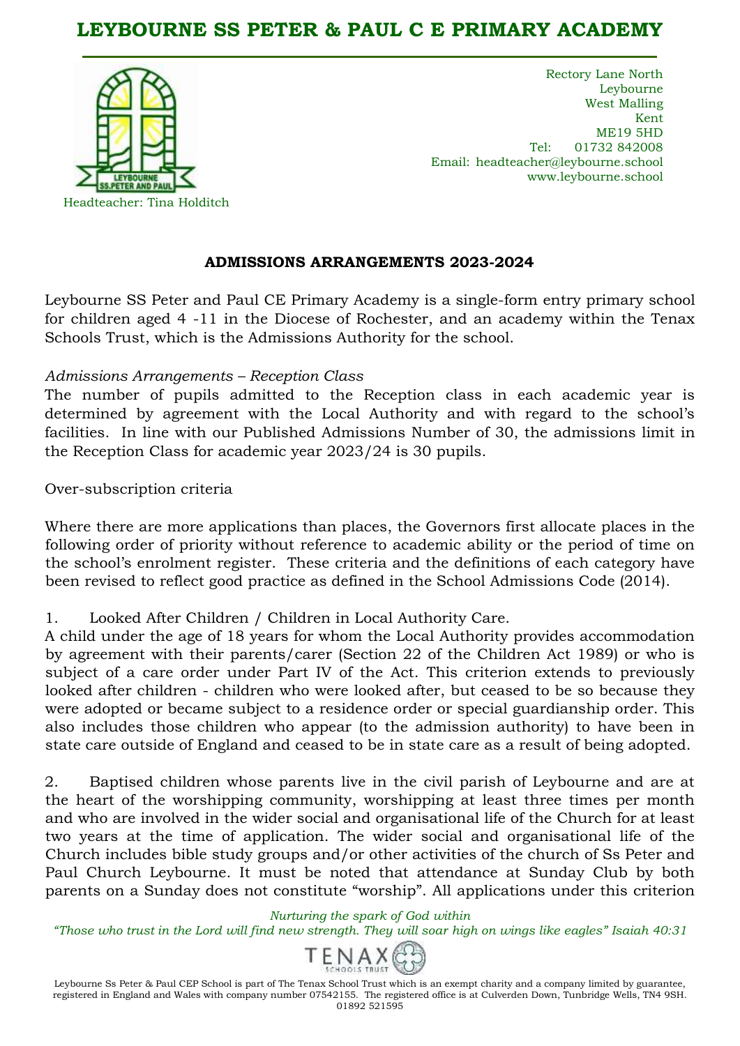# LEYBOURNE SS PETER & PAUL C E PRIMARY ACADEMY

Headteacher: Tina Holditch

Rectory Lane North
Leybourne
West Malling
Kent
ME19 5HD
Tel: 01732 842008
Email: headteacher@leybourne.school
www.leybourne.school

## ADMISSIONS ARRANGEMENTS 2023-2024

Leybourne SS Peter and Paul CE Primary Academy is a single-form entry primary school for children aged 4 -11 in the Diocese of Rochester, and an academy within the Tenax Schools Trust, which is the Admissions Authority for the school.

*Admissions Arrangements – Reception Class*

The number of pupils admitted to the Reception class in each academic year is determined by agreement with the Local Authority and with regard to the school's facilities. In line with our Published Admissions Number of 30, the admissions limit in the Reception Class for academic year 2023/24 is 30 pupils.

Over-subscription criteria

Where there are more applications than places, the Governors first allocate places in the following order of priority without reference to academic ability or the period of time on the school's enrolment register. These criteria and the definitions of each category have been revised to reflect good practice as defined in the School Admissions Code (2014).

1. Looked After Children / Children in Local Authority Care.

A child under the age of 18 years for whom the Local Authority provides accommodation by agreement with their parents/carer (Section 22 of the Children Act 1989) or who is subject of a care order under Part IV of the Act. This criterion extends to previously looked after children - children who were looked after, but ceased to be so because they were adopted or became subject to a residence order or special guardianship order. This also includes those children who appear (to the admission authority) to have been in state care outside of England and ceased to be in state care as a result of being adopted.

2. Baptised children whose parents live in the civil parish of Leybourne and are at the heart of the worshipping community, worshipping at least three times per month and who are involved in the wider social and organisational life of the Church for at least two years at the time of application. The wider social and organisational life of the Church includes bible study groups and/or other activities of the church of Ss Peter and Paul Church Leybourne. It must be noted that attendance at Sunday Club by both parents on a Sunday does not constitute "worship". All applications under this criterion

*Nurturing the spark of God within*

*"Those who trust in the Lord will find new strength. They will soar high on wings like eagles" Isaiah 40:31*

Leybourne Ss Peter & Paul CEP School is part of The Tenax School Trust which is an exempt charity and a company limited by guarantee, registered in England and Wales with company number 07542155. The registered office is at Culverden Down, Tunbridge Wells, TN4 9SH. 01892 521595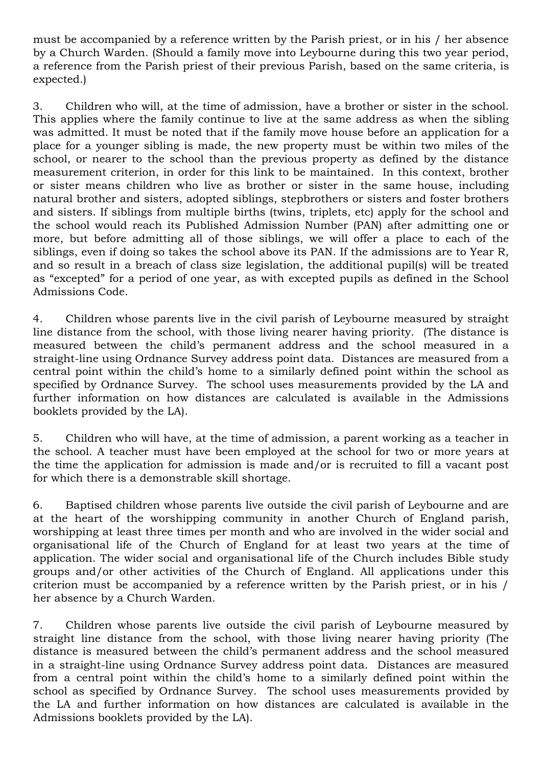must be accompanied by a reference written by the Parish priest, or in his / her absence by a Church Warden. (Should a family move into Leybourne during this two year period, a reference from the Parish priest of their previous Parish, based on the same criteria, is expected.)

3. Children who will, at the time of admission, have a brother or sister in the school. This applies where the family continue to live at the same address as when the sibling was admitted. It must be noted that if the family move house before an application for a place for a younger sibling is made, the new property must be within two miles of the school, or nearer to the school than the previous property as defined by the distance measurement criterion, in order for this link to be maintained. In this context, brother or sister means children who live as brother or sister in the same house, including natural brother and sisters, adopted siblings, stepbrothers or sisters and foster brothers and sisters. If siblings from multiple births (twins, triplets, etc) apply for the school and the school would reach its Published Admission Number (PAN) after admitting one or more, but before admitting all of those siblings, we will offer a place to each of the siblings, even if doing so takes the school above its PAN. If the admissions are to Year R, and so result in a breach of class size legislation, the additional pupil(s) will be treated as "excepted" for a period of one year, as with excepted pupils as defined in the School Admissions Code.

4. Children whose parents live in the civil parish of Leybourne measured by straight line distance from the school, with those living nearer having priority. (The distance is measured between the child's permanent address and the school measured in a straight-line using Ordnance Survey address point data. Distances are measured from a central point within the child's home to a similarly defined point within the school as specified by Ordnance Survey. The school uses measurements provided by the LA and further information on how distances are calculated is available in the Admissions booklets provided by the LA).

5. Children who will have, at the time of admission, a parent working as a teacher in the school. A teacher must have been employed at the school for two or more years at the time the application for admission is made and/or is recruited to fill a vacant post for which there is a demonstrable skill shortage.

6. Baptised children whose parents live outside the civil parish of Leybourne and are at the heart of the worshipping community in another Church of England parish, worshipping at least three times per month and who are involved in the wider social and organisational life of the Church of England for at least two years at the time of application. The wider social and organisational life of the Church includes Bible study groups and/or other activities of the Church of England. All applications under this criterion must be accompanied by a reference written by the Parish priest, or in his / her absence by a Church Warden.

7. Children whose parents live outside the civil parish of Leybourne measured by straight line distance from the school, with those living nearer having priority (The distance is measured between the child's permanent address and the school measured in a straight-line using Ordnance Survey address point data. Distances are measured from a central point within the child's home to a similarly defined point within the school as specified by Ordnance Survey. The school uses measurements provided by the LA and further information on how distances are calculated is available in the Admissions booklets provided by the LA).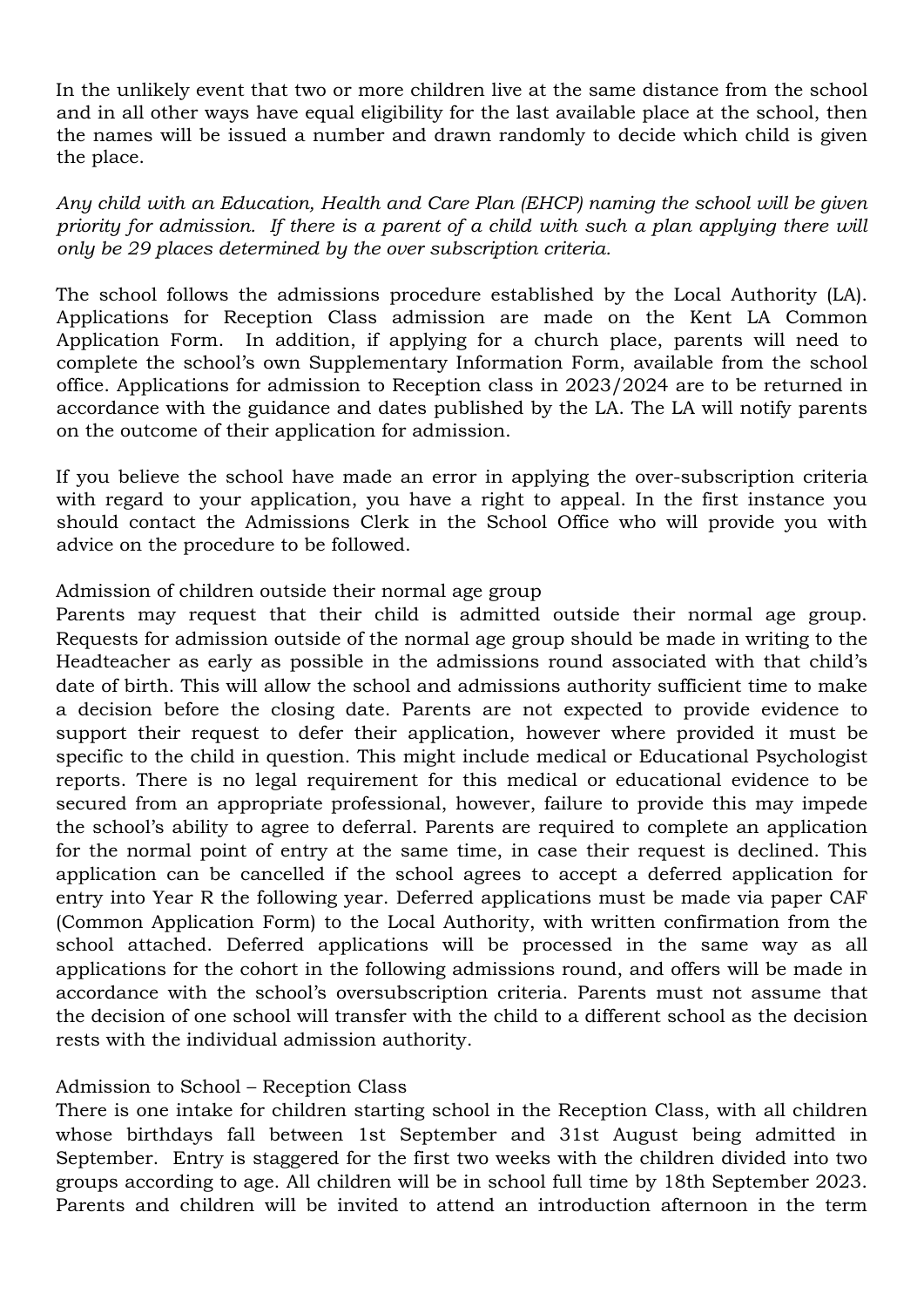In the unlikely event that two or more children live at the same distance from the school and in all other ways have equal eligibility for the last available place at the school, then the names will be issued a number and drawn randomly to decide which child is given the place.

*Any child with an Education, Health and Care Plan (EHCP) naming the school will be given priority for admission. If there is a parent of a child with such a plan applying there will only be 29 places determined by the over subscription criteria.*

The school follows the admissions procedure established by the Local Authority (LA). Applications for Reception Class admission are made on the Kent LA Common Application Form. In addition, if applying for a church place, parents will need to complete the school's own Supplementary Information Form, available from the school office. Applications for admission to Reception class in 2023/2024 are to be returned in accordance with the guidance and dates published by the LA. The LA will notify parents on the outcome of their application for admission.

If you believe the school have made an error in applying the over-subscription criteria with regard to your application, you have a right to appeal. In the first instance you should contact the Admissions Clerk in the School Office who will provide you with advice on the procedure to be followed.

Admission of children outside their normal age group

Parents may request that their child is admitted outside their normal age group. Requests for admission outside of the normal age group should be made in writing to the Headteacher as early as possible in the admissions round associated with that child's date of birth. This will allow the school and admissions authority sufficient time to make a decision before the closing date. Parents are not expected to provide evidence to support their request to defer their application, however where provided it must be specific to the child in question. This might include medical or Educational Psychologist reports. There is no legal requirement for this medical or educational evidence to be secured from an appropriate professional, however, failure to provide this may impede the school's ability to agree to deferral. Parents are required to complete an application for the normal point of entry at the same time, in case their request is declined. This application can be cancelled if the school agrees to accept a deferred application for entry into Year R the following year. Deferred applications must be made via paper CAF (Common Application Form) to the Local Authority, with written confirmation from the school attached. Deferred applications will be processed in the same way as all applications for the cohort in the following admissions round, and offers will be made in accordance with the school's oversubscription criteria. Parents must not assume that the decision of one school will transfer with the child to a different school as the decision rests with the individual admission authority.

Admission to School – Reception Class

There is one intake for children starting school in the Reception Class, with all children whose birthdays fall between 1st September and 31st August being admitted in September. Entry is staggered for the first two weeks with the children divided into two groups according to age. All children will be in school full time by 18th September 2023. Parents and children will be invited to attend an introduction afternoon in the term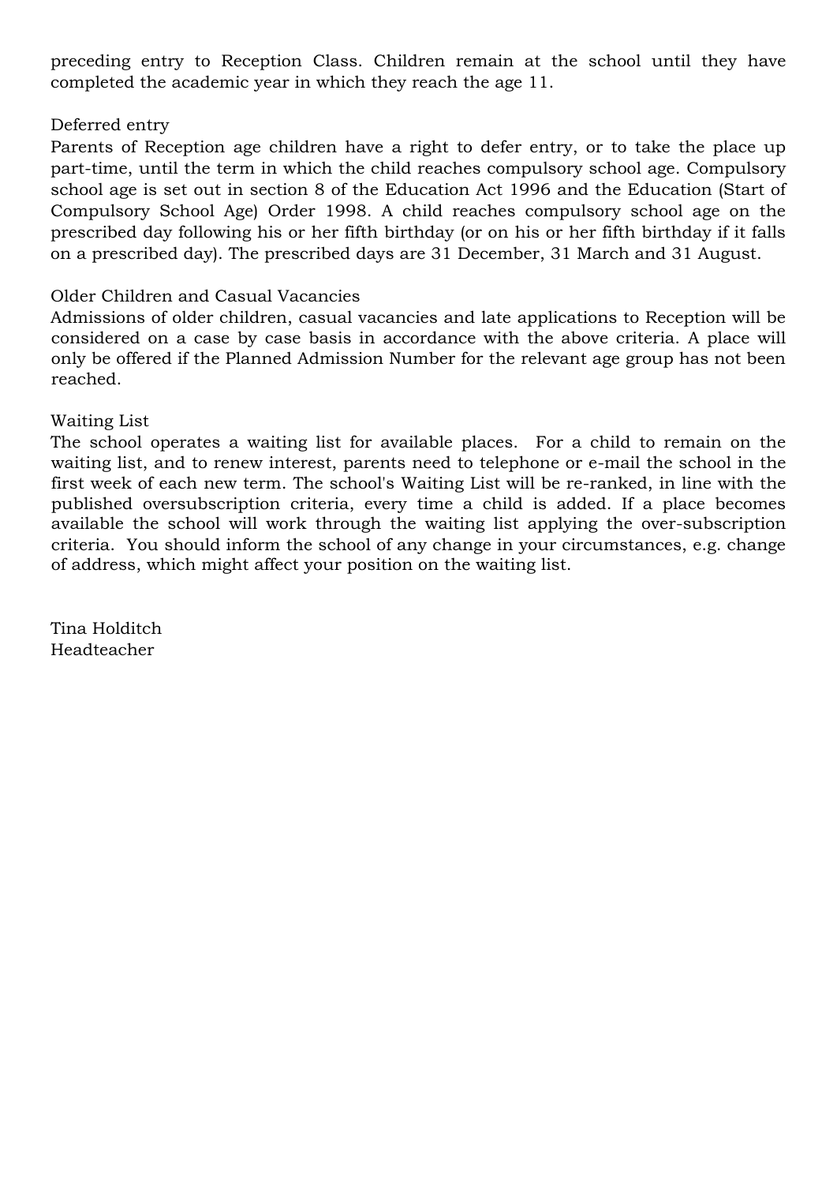preceding entry to Reception Class. Children remain at the school until they have completed the academic year in which they reach the age 11.

### Deferred entry

Parents of Reception age children have a right to defer entry, or to take the place up part-time, until the term in which the child reaches compulsory school age. Compulsory school age is set out in section 8 of the Education Act 1996 and the Education (Start of Compulsory School Age) Order 1998. A child reaches compulsory school age on the prescribed day following his or her fifth birthday (or on his or her fifth birthday if it falls on a prescribed day). The prescribed days are 31 December, 31 March and 31 August.

### Older Children and Casual Vacancies

Admissions of older children, casual vacancies and late applications to Reception will be considered on a case by case basis in accordance with the above criteria. A place will only be offered if the Planned Admission Number for the relevant age group has not been reached.

### Waiting List

The school operates a waiting list for available places. For a child to remain on the waiting list, and to renew interest, parents need to telephone or e-mail the school in the first week of each new term. The school's Waiting List will be re-ranked, in line with the published oversubscription criteria, every time a child is added. If a place becomes available the school will work through the waiting list applying the over-subscription criteria. You should inform the school of any change in your circumstances, e.g. change of address, which might affect your position on the waiting list.

Tina Holditch
Headteacher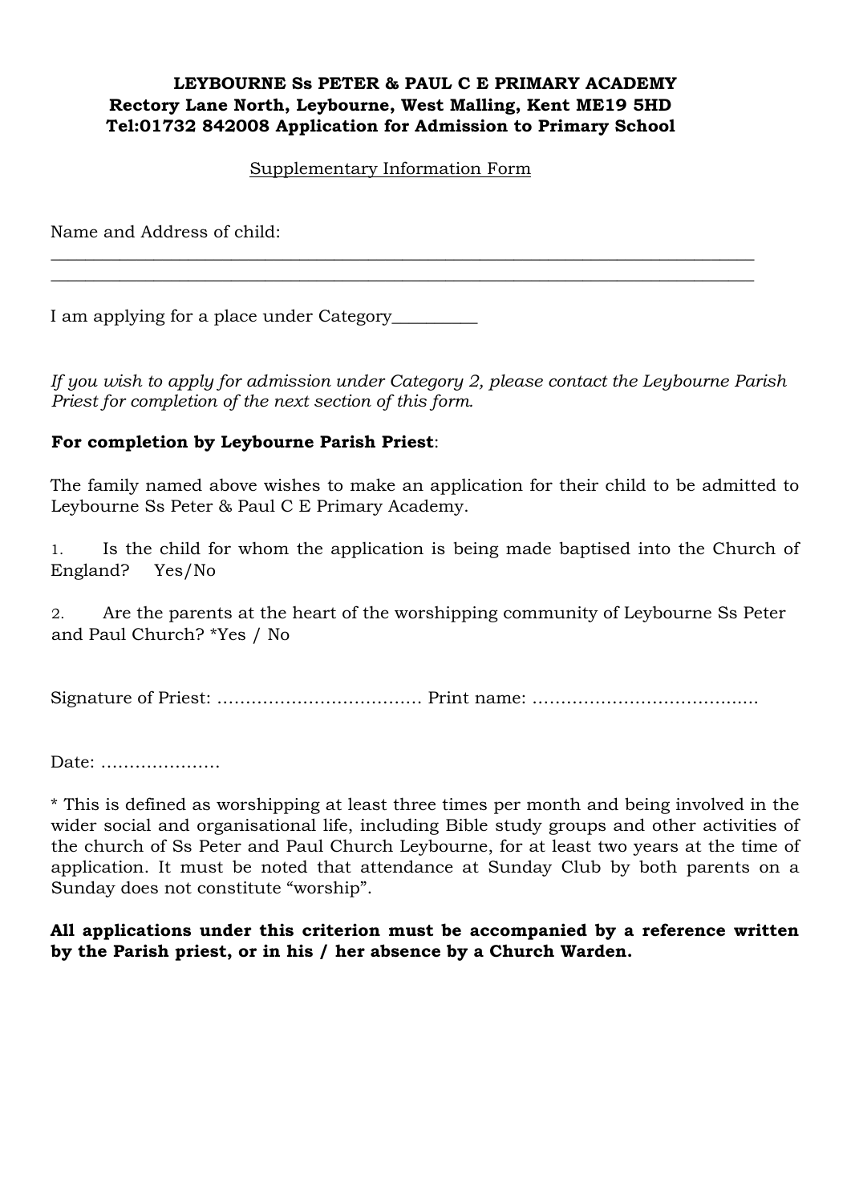**LEYBOURNE Ss PETER & PAUL C E PRIMARY ACADEMY**
**Rectory Lane North, Leybourne, West Malling, Kent ME19 5HD**
**Tel:01732 842008 Application for Admission to Primary School**

Supplementary Information Form

Name and Address of child:

_____________________________________________________________________________

_____________________________________________________________________________

I am applying for a place under Category__________

*If you wish to apply for admission under Category 2, please contact the Leybourne Parish Priest for completion of the next section of this form.*

**For completion by Leybourne Parish Priest**:

The family named above wishes to make an application for their child to be admitted to Leybourne Ss Peter & Paul C E Primary Academy.

1. Is the child for whom the application is being made baptised into the Church of England? Yes/No

2. Are the parents at the heart of the worshipping community of Leybourne Ss Peter and Paul Church? *Yes / No

Signature of Priest: ……………………………… Print name: …………………………………

Date: …………………

* This is defined as worshipping at least three times per month and being involved in the wider social and organisational life, including Bible study groups and other activities of the church of Ss Peter and Paul Church Leybourne, for at least two years at the time of application. It must be noted that attendance at Sunday Club by both parents on a Sunday does not constitute "worship".

**All applications under this criterion must be accompanied by a reference written by the Parish priest, or in his / her absence by a Church Warden.**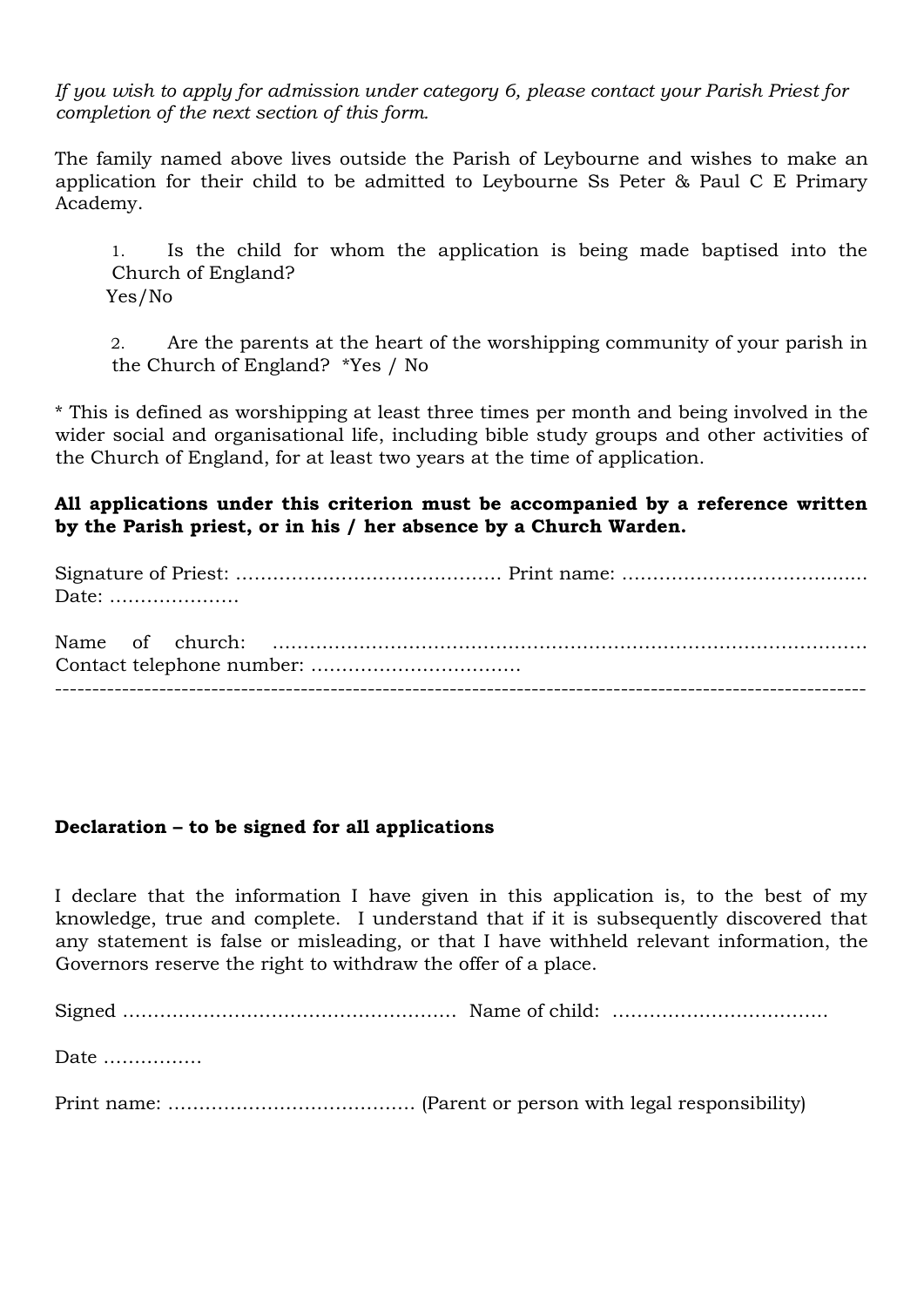*If you wish to apply for admission under category 6, please contact your Parish Priest for completion of the next section of this form.*

The family named above lives outside the Parish of Leybourne and wishes to make an application for their child to be admitted to Leybourne Ss Peter & Paul C E Primary Academy.

1. Is the child for whom the application is being made baptised into the Church of England?
   Yes/No

2. Are the parents at the heart of the worshipping community of your parish in the Church of England? *Yes / No

* This is defined as worshipping at least three times per month and being involved in the wider social and organisational life, including bible study groups and other activities of the Church of England, for at least two years at the time of application.

**All applications under this criterion must be accompanied by a reference written by the Parish priest, or in his / her absence by a Church Warden.**

Signature of Priest: …………………………………… Print name: ………………………………… Date: …………………

Name of church: ……………………………………………………………………………………
Contact telephone number: ……………………………

---

**Declaration – to be signed for all applications**

I declare that the information I have given in this application is, to the best of my knowledge, true and complete. I understand that if it is subsequently discovered that any statement is false or misleading, or that I have withheld relevant information, the Governors reserve the right to withdraw the offer of a place.

Signed ……………………………………………… Name of child: ……………………………

Date …………….

Print name: ………………………………… (Parent or person with legal responsibility)